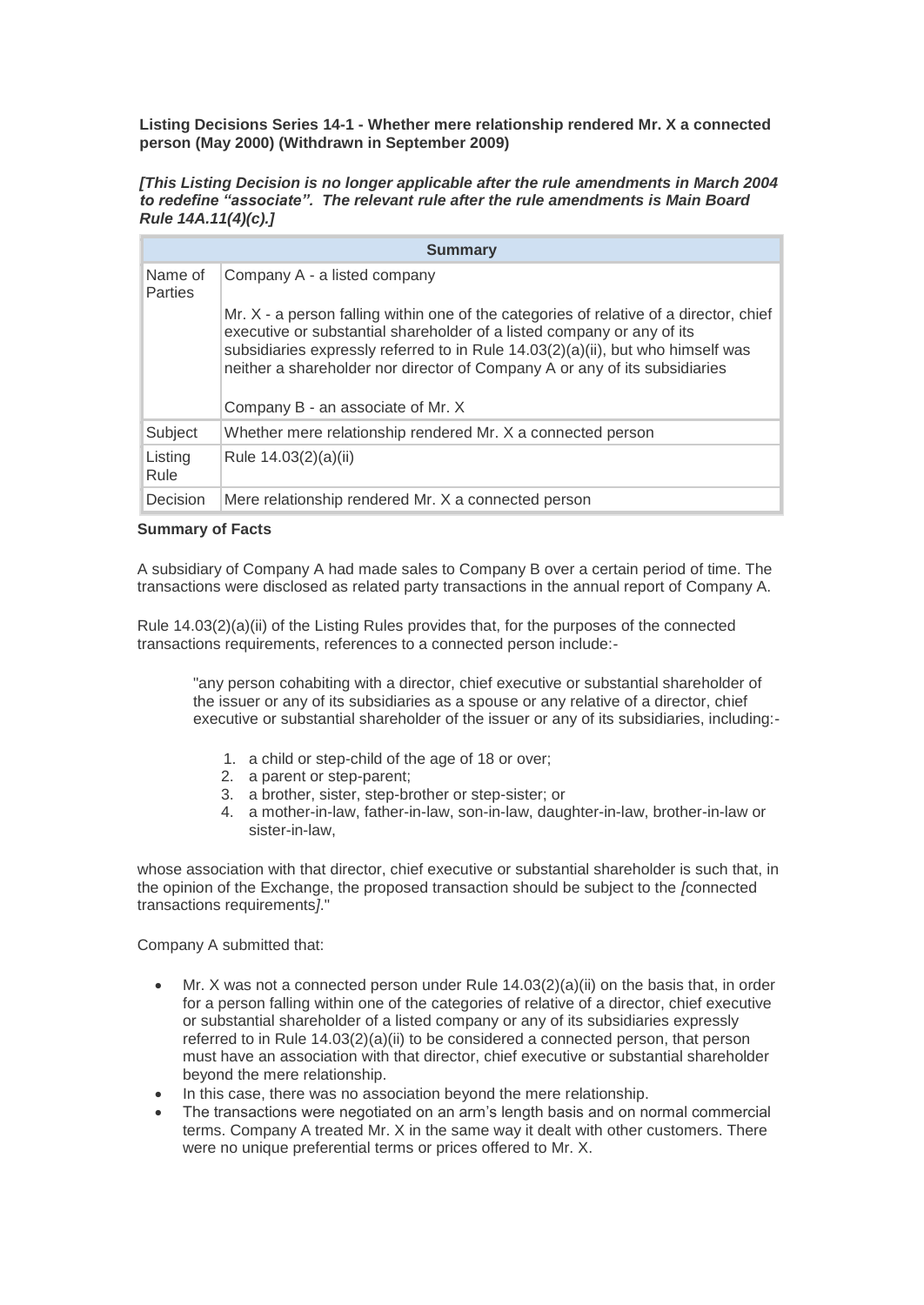**Listing Decisions Series 14-1 - Whether mere relationship rendered Mr. X a connected person (May 2000) (Withdrawn in September 2009)**

***[This Listing Decision is no longer applicable after the rule amendments in March 2004 to redefine "associate". The relevant rule after the rule amendments is Main Board Rule 14A.11(4)(c).]***

| Summary | |
|---|---|
| Name of Parties | Company A - a listed company<br><br>Mr. X - a person falling within one of the categories of relative of a director, chief executive or substantial shareholder of a listed company or any of its subsidiaries expressly referred to in Rule 14.03(2)(a)(ii), but who himself was neither a shareholder nor director of Company A or any of its subsidiaries<br><br>Company B - an associate of Mr. X |
| Subject | Whether mere relationship rendered Mr. X a connected person |
| Listing Rule | Rule 14.03(2)(a)(ii) |
| Decision | Mere relationship rendered Mr. X a connected person |

**Summary of Facts**

A subsidiary of Company A had made sales to Company B over a certain period of time. The transactions were disclosed as related party transactions in the annual report of Company A.

Rule 14.03(2)(a)(ii) of the Listing Rules provides that, for the purposes of the connected transactions requirements, references to a connected person include:-

> "any person cohabiting with a director, chief executive or substantial shareholder of the issuer or any of its subsidiaries as a spouse or any relative of a director, chief executive or substantial shareholder of the issuer or any of its subsidiaries, including:-
>
> 1. a child or step-child of the age of 18 or over;
> 2. a parent or step-parent;
> 3. a brother, sister, step-brother or step-sister; or
> 4. a mother-in-law, father-in-law, son-in-law, daughter-in-law, brother-in-law or sister-in-law,

whose association with that director, chief executive or substantial shareholder is such that, in the opinion of the Exchange, the proposed transaction should be subject to the *[*connected transactions requirements*]*."

Company A submitted that:

- Mr. X was not a connected person under Rule 14.03(2)(a)(ii) on the basis that, in order for a person falling within one of the categories of relative of a director, chief executive or substantial shareholder of a listed company or any of its subsidiaries expressly referred to in Rule 14.03(2)(a)(ii) to be considered a connected person, that person must have an association with that director, chief executive or substantial shareholder beyond the mere relationship.
- In this case, there was no association beyond the mere relationship.
- The transactions were negotiated on an arm's length basis and on normal commercial terms. Company A treated Mr. X in the same way it dealt with other customers. There were no unique preferential terms or prices offered to Mr. X.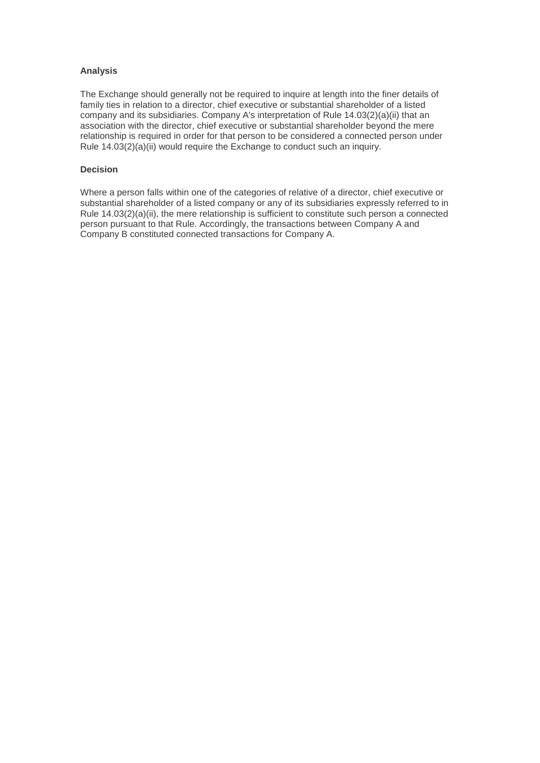**Analysis**

The Exchange should generally not be required to inquire at length into the finer details of family ties in relation to a director, chief executive or substantial shareholder of a listed company and its subsidiaries. Company A's interpretation of Rule 14.03(2)(a)(ii) that an association with the director, chief executive or substantial shareholder beyond the mere relationship is required in order for that person to be considered a connected person under Rule 14.03(2)(a)(ii) would require the Exchange to conduct such an inquiry.

**Decision**

Where a person falls within one of the categories of relative of a director, chief executive or substantial shareholder of a listed company or any of its subsidiaries expressly referred to in Rule 14.03(2)(a)(ii), the mere relationship is sufficient to constitute such person a connected person pursuant to that Rule. Accordingly, the transactions between Company A and Company B constituted connected transactions for Company A.